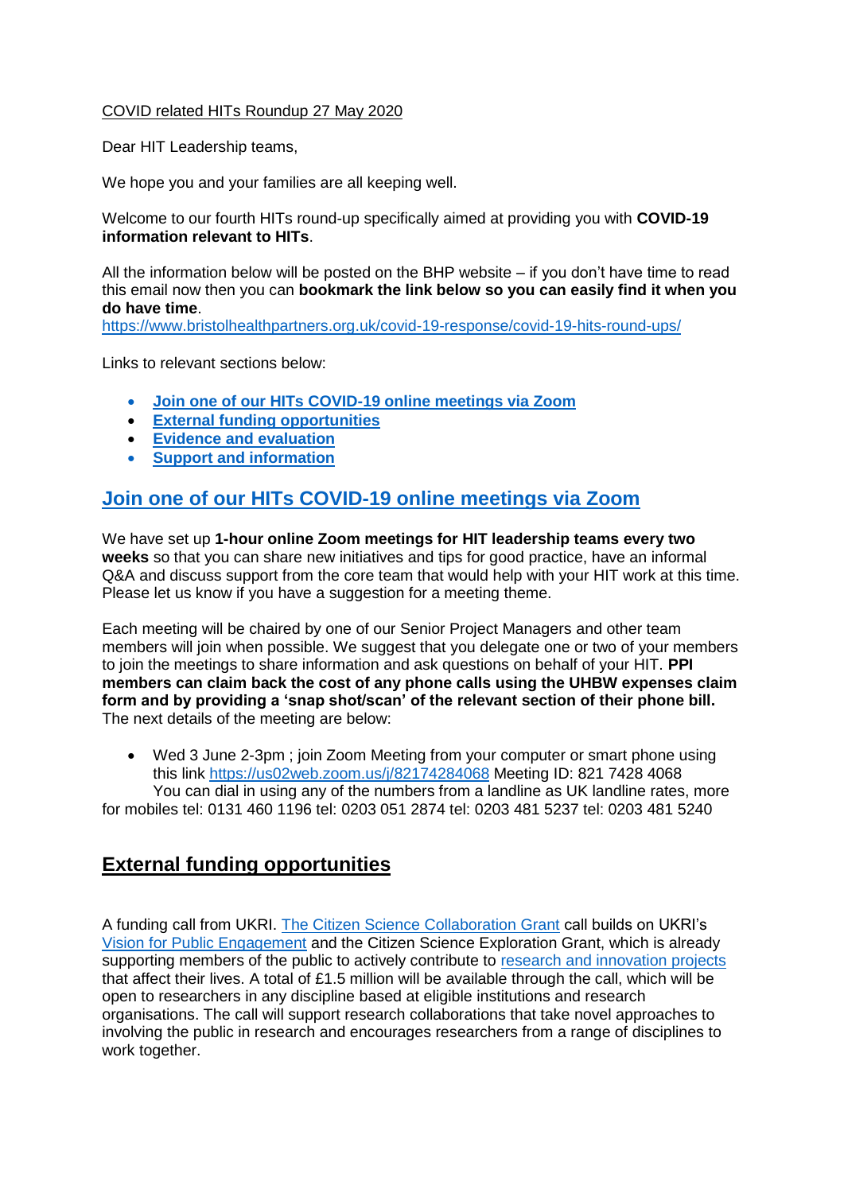COVID related HITs Roundup 27 May 2020

Dear HIT Leadership teams,

We hope you and your families are all keeping well.

Welcome to our fourth HITs round-up specifically aimed at providing you with **COVID-19 information relevant to HITs**.

All the information below will be posted on the BHP website – if you don't have time to read this email now then you can **bookmark the link below so you can easily find it when you do have time**.
https://www.bristolhealthpartners.org.uk/covid-19-response/covid-19-hits-round-ups/

Links to relevant sections below:

- **Join one of our HITs COVID-19 online meetings via Zoom**
- **External funding opportunities**
- **Evidence and evaluation**
- **Support and information**

## Join one of our HITs COVID-19 online meetings via Zoom

We have set up **1-hour online Zoom meetings for HIT leadership teams every two weeks** so that you can share new initiatives and tips for good practice, have an informal Q&A and discuss support from the core team that would help with your HIT work at this time. Please let us know if you have a suggestion for a meeting theme.

Each meeting will be chaired by one of our Senior Project Managers and other team members will join when possible. We suggest that you delegate one or two of your members to join the meetings to share information and ask questions on behalf of your HIT. **PPI members can claim back the cost of any phone calls using the UHBW expenses claim form and by providing a 'snap shot/scan' of the relevant section of their phone bill.** The next details of the meeting are below:

- Wed 3 June 2-3pm ; join Zoom Meeting from your computer or smart phone using this link https://us02web.zoom.us/j/82174284068 Meeting ID: 821 7428 4068
  You can dial in using any of the numbers from a landline as UK landline rates, more for mobiles tel: 0131 460 1196 tel: 0203 051 2874 tel: 0203 481 5237 tel: 0203 481 5240

## External funding opportunities

A funding call from UKRI. The Citizen Science Collaboration Grant call builds on UKRI's Vision for Public Engagement and the Citizen Science Exploration Grant, which is already supporting members of the public to actively contribute to research and innovation projects that affect their lives. A total of £1.5 million will be available through the call, which will be open to researchers in any discipline based at eligible institutions and research organisations. The call will support research collaborations that take novel approaches to involving the public in research and encourages researchers from a range of disciplines to work together.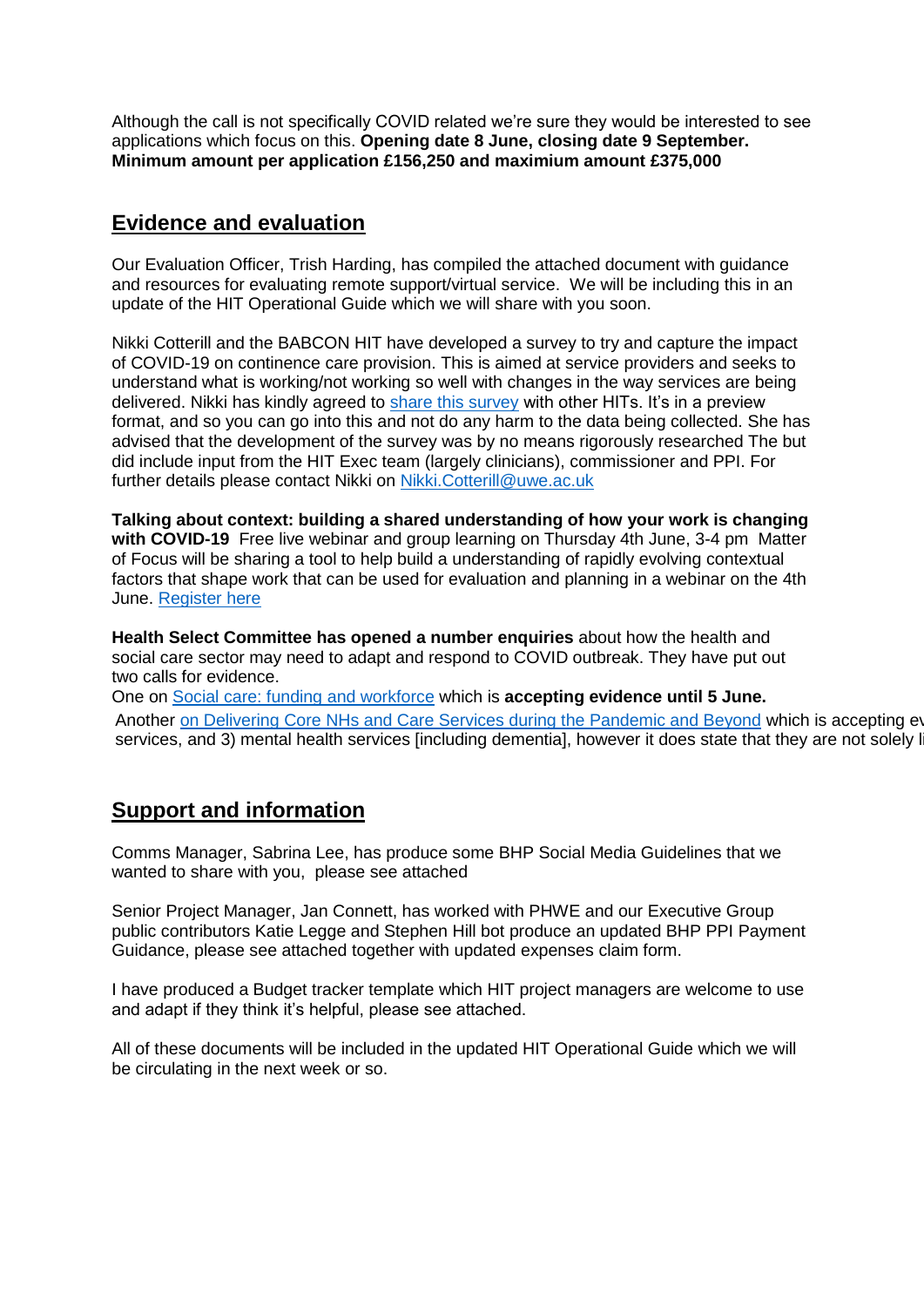Although the call is not specifically COVID related we're sure they would be interested to see applications which focus on this. **Opening date 8 June, closing date 9 September. Minimum amount per application £156,250 and maximium amount £375,000**

## Evidence and evaluation

Our Evaluation Officer, Trish Harding, has compiled the attached document with guidance and resources for evaluating remote support/virtual service. We will be including this in an update of the HIT Operational Guide which we will share with you soon.

Nikki Cotterill and the BABCON HIT have developed a survey to try and capture the impact of COVID-19 on continence care provision. This is aimed at service providers and seeks to understand what is working/not working so well with changes in the way services are being delivered. Nikki has kindly agreed to share this survey with other HITs. It's in a preview format, and so you can go into this and not do any harm to the data being collected. She has advised that the development of the survey was by no means rigorously researched The but did include input from the HIT Exec team (largely clinicians), commissioner and PPI. For further details please contact Nikki on Nikki.Cotterill@uwe.ac.uk

**Talking about context: building a shared understanding of how your work is changing with COVID-19** Free live webinar and group learning on Thursday 4th June, 3-4 pm Matter of Focus will be sharing a tool to help build a understanding of rapidly evolving contextual factors that shape work that can be used for evaluation and planning in a webinar on the 4th June. Register here

**Health Select Committee has opened a number enquiries** about how the health and social care sector may need to adapt and respond to COVID outbreak. They have put out two calls for evidence.

One on Social care: funding and workforce which is **accepting evidence until 5 June.**

Another on Delivering Core NHs and Care Services during the Pandemic and Beyond which is accepting ev services, and 3) mental health services [including dementia], however it does state that they are not solely li

## Support and information

Comms Manager, Sabrina Lee, has produce some BHP Social Media Guidelines that we wanted to share with you, please see attached

Senior Project Manager, Jan Connett, has worked with PHWE and our Executive Group public contributors Katie Legge and Stephen Hill bot produce an updated BHP PPI Payment Guidance, please see attached together with updated expenses claim form.

I have produced a Budget tracker template which HIT project managers are welcome to use and adapt if they think it's helpful, please see attached.

All of these documents will be included in the updated HIT Operational Guide which we will be circulating in the next week or so.